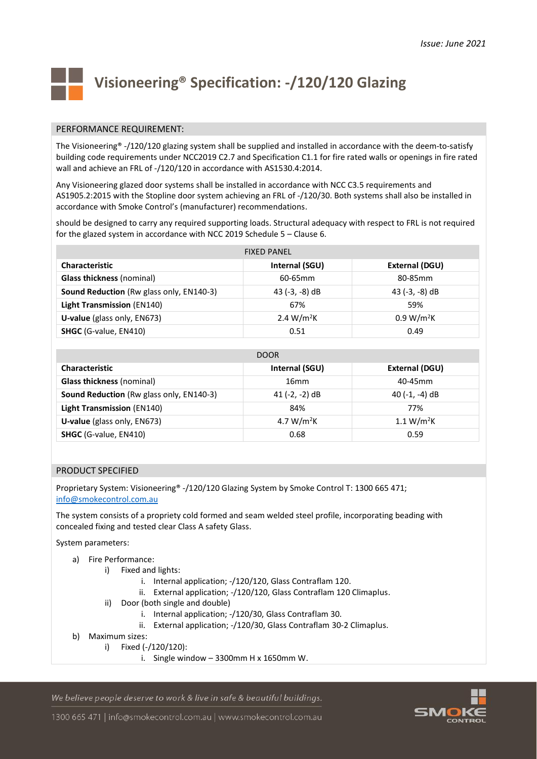*Issue: June 2021*

# Visioneering® Specification: -/120/120 Glazing

## PERFORMANCE REQUIREMENT:

The Visioneering® -/120/120 glazing system shall be supplied and installed in accordance with the deem-to-satisfy building code requirements under NCC2019 C2.7 and Specification C1.1 for fire rated walls or openings in fire rated wall and achieve an FRL of -/120/120 in accordance with AS1530.4:2014.

Any Visioneering glazed door systems shall be installed in accordance with NCC C3.5 requirements and AS1905.2:2015 with the Stopline door system achieving an FRL of -/120/30. Both systems shall also be installed in accordance with Smoke Control's (manufacturer) recommendations.

should be designed to carry any required supporting loads. Structural adequacy with respect to FRL is not required for the glazed system in accordance with NCC 2019 Schedule 5 – Clause 6.

| FIXED PANEL | | |
|---|---|---|
| **Characteristic** | **Internal (SGU)** | **External (DGU)** |
| **Glass thickness** (nominal) | 60-65mm | 80-85mm |
| **Sound Reduction** (Rw glass only, EN140-3) | 43 (-3, -8) dB | 43 (-3, -8) dB |
| **Light Transmission** (EN140) | 67% | 59% |
| **U-value** (glass only, EN673) | 2.4 $W/m^2K$ | 0.9 $W/m^2K$ |
| **SHGC** (G-value, EN410) | 0.51 | 0.49 |

| DOOR | | |
|---|---|---|
| **Characteristic** | **Internal (SGU)** | **External (DGU)** |
| **Glass thickness** (nominal) | 16mm | 40-45mm |
| **Sound Reduction** (Rw glass only, EN140-3) | 41 (-2, -2) dB | 40 (-1, -4) dB |
| **Light Transmission** (EN140) | 84% | 77% |
| **U-value** (glass only, EN673) | 4.7 $W/m^2K$ | 1.1 $W/m^2K$ |
| **SHGC** (G-value, EN410) | 0.68 | 0.59 |

## PRODUCT SPECIFIED

Proprietary System: Visioneering® -/120/120 Glazing System by Smoke Control T: 1300 665 471; info@smokecontrol.com.au

The system consists of a propriety cold formed and seam welded steel profile, incorporating beading with concealed fixing and tested clear Class A safety Glass.

System parameters:

a) Fire Performance:
   i) Fixed and lights:
      i. Internal application; -/120/120, Glass Contraflam 120.
      ii. External application; -/120/120, Glass Contraflam 120 Climaplus.
   ii) Door (both single and double)
      i. Internal application; -/120/30, Glass Contraflam 30.
      ii. External application; -/120/30, Glass Contraflam 30-2 Climaplus.
b) Maximum sizes:
   i) Fixed (-/120/120):
      i. Single window – 3300mm H x 1650mm W.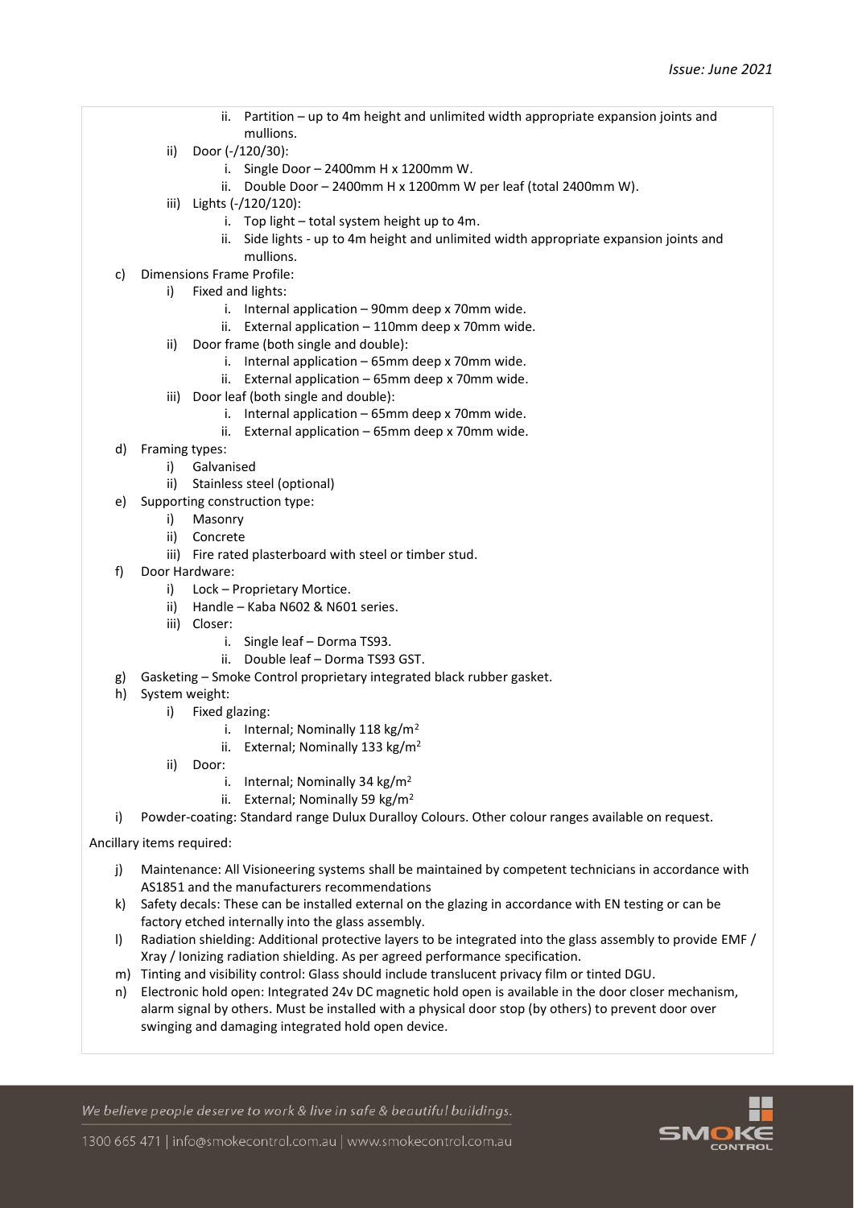ii. Partition – up to 4m height and unlimited width appropriate expansion joints and mullions.

ii) Door (-/120/30):
   i. Single Door – 2400mm H x 1200mm W.
   ii. Double Door – 2400mm H x 1200mm W per leaf (total 2400mm W).

iii) Lights (-/120/120):
   i. Top light – total system height up to 4m.
   ii. Side lights - up to 4m height and unlimited width appropriate expansion joints and mullions.

c) Dimensions Frame Profile:
   i) Fixed and lights:
      i. Internal application – 90mm deep x 70mm wide.
      ii. External application – 110mm deep x 70mm wide.
   ii) Door frame (both single and double):
      i. Internal application – 65mm deep x 70mm wide.
      ii. External application – 65mm deep x 70mm wide.
   iii) Door leaf (both single and double):
      i. Internal application – 65mm deep x 70mm wide.
      ii. External application – 65mm deep x 70mm wide.

d) Framing types:
   i) Galvanised
   ii) Stainless steel (optional)

e) Supporting construction type:
   i) Masonry
   ii) Concrete
   iii) Fire rated plasterboard with steel or timber stud.

f) Door Hardware:
   i) Lock – Proprietary Mortice.
   ii) Handle – Kaba N602 & N601 series.
   iii) Closer:
      i. Single leaf – Dorma TS93.
      ii. Double leaf – Dorma TS93 GST.

g) Gasketing – Smoke Control proprietary integrated black rubber gasket.

h) System weight:
   i) Fixed glazing:
      i. Internal; Nominally 118 kg/m$^2$
      ii. External; Nominally 133 kg/m$^2$
   ii) Door:
      i. Internal; Nominally 34 kg/m$^2$
      ii. External; Nominally 59 kg/m$^2$

i) Powder-coating: Standard range Dulux Duralloy Colours. Other colour ranges available on request.

Ancillary items required:

j) Maintenance: All Visioneering systems shall be maintained by competent technicians in accordance with AS1851 and the manufacturers recommendations

k) Safety decals: These can be installed external on the glazing in accordance with EN testing or can be factory etched internally into the glass assembly.

l) Radiation shielding: Additional protective layers to be integrated into the glass assembly to provide EMF / Xray / Ionizing radiation shielding. As per agreed performance specification.

m) Tinting and visibility control: Glass should include translucent privacy film or tinted DGU.

n) Electronic hold open: Integrated 24v DC magnetic hold open is available in the door closer mechanism, alarm signal by others. Must be installed with a physical door stop (by others) to prevent door over swinging and damaging integrated hold open device.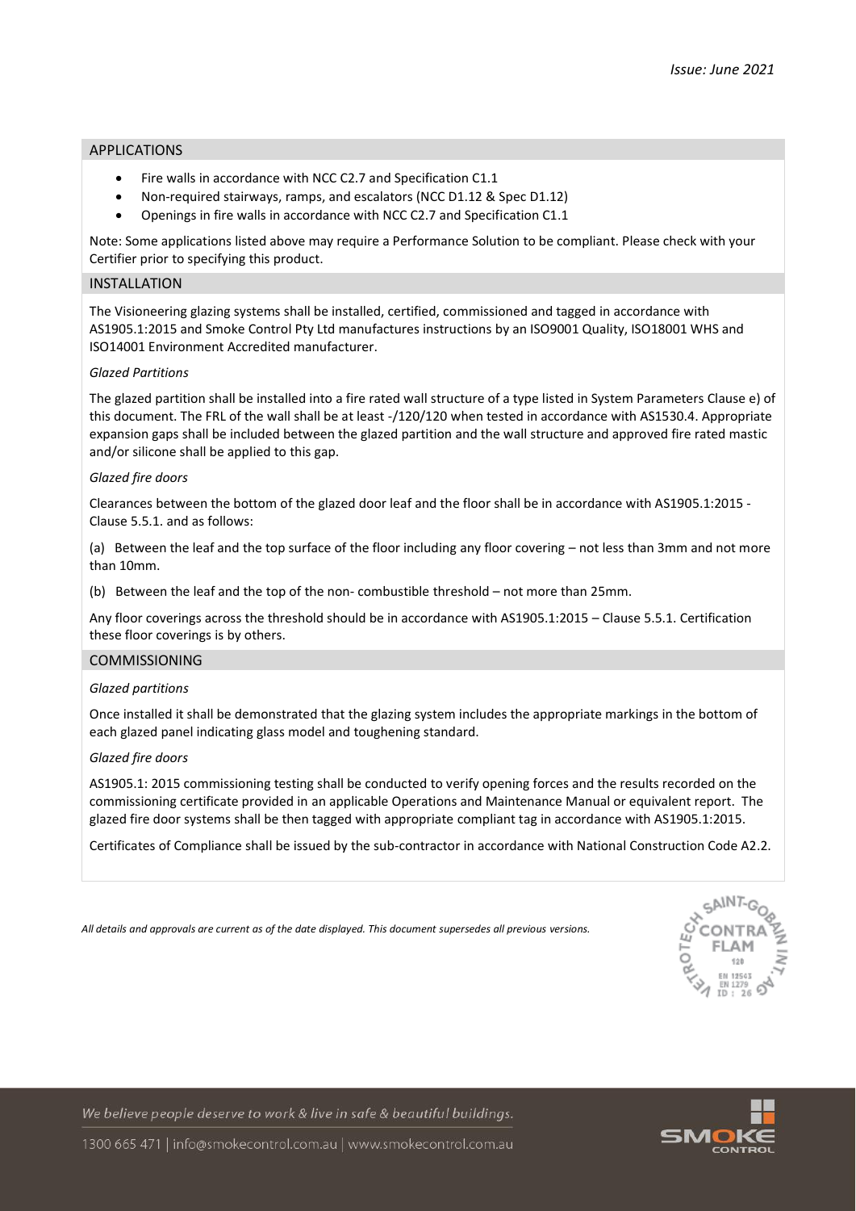*Issue: June 2021*

## APPLICATIONS

- Fire walls in accordance with NCC C2.7 and Specification C1.1
- Non-required stairways, ramps, and escalators (NCC D1.12 & Spec D1.12)
- Openings in fire walls in accordance with NCC C2.7 and Specification C1.1

Note: Some applications listed above may require a Performance Solution to be compliant. Please check with your Certifier prior to specifying this product.

## INSTALLATION

The Visioneering glazing systems shall be installed, certified, commissioned and tagged in accordance with AS1905.1:2015 and Smoke Control Pty Ltd manufactures instructions by an ISO9001 Quality, ISO18001 WHS and ISO14001 Environment Accredited manufacturer.

*Glazed Partitions*

The glazed partition shall be installed into a fire rated wall structure of a type listed in System Parameters Clause e) of this document. The FRL of the wall shall be at least -/120/120 when tested in accordance with AS1530.4. Appropriate expansion gaps shall be included between the glazed partition and the wall structure and approved fire rated mastic and/or silicone shall be applied to this gap.

*Glazed fire doors*

Clearances between the bottom of the glazed door leaf and the floor shall be in accordance with AS1905.1:2015 - Clause 5.5.1. and as follows:

(a) Between the leaf and the top surface of the floor including any floor covering – not less than 3mm and not more than 10mm.

(b) Between the leaf and the top of the non- combustible threshold – not more than 25mm.

Any floor coverings across the threshold should be in accordance with AS1905.1:2015 – Clause 5.5.1. Certification these floor coverings is by others.

## COMMISSIONING

*Glazed partitions*

Once installed it shall be demonstrated that the glazing system includes the appropriate markings in the bottom of each glazed panel indicating glass model and toughening standard.

*Glazed fire doors*

AS1905.1: 2015 commissioning testing shall be conducted to verify opening forces and the results recorded on the commissioning certificate provided in an applicable Operations and Maintenance Manual or equivalent report. The glazed fire door systems shall be then tagged with appropriate compliant tag in accordance with AS1905.1:2015.

Certificates of Compliance shall be issued by the sub-contractor in accordance with National Construction Code A2.2.

*All details and approvals are current as of the date displayed. This document supersedes all previous versions.*

VETROTECH SAINT-GOBAIN INT. AG CONTRA FLAM 120 EN 12543 EN 1279 ID : 26

*We believe people deserve to work & live in safe & beautiful buildings.*

1300 665 471 | info@smokecontrol.com.au | www.smokecontrol.com.au